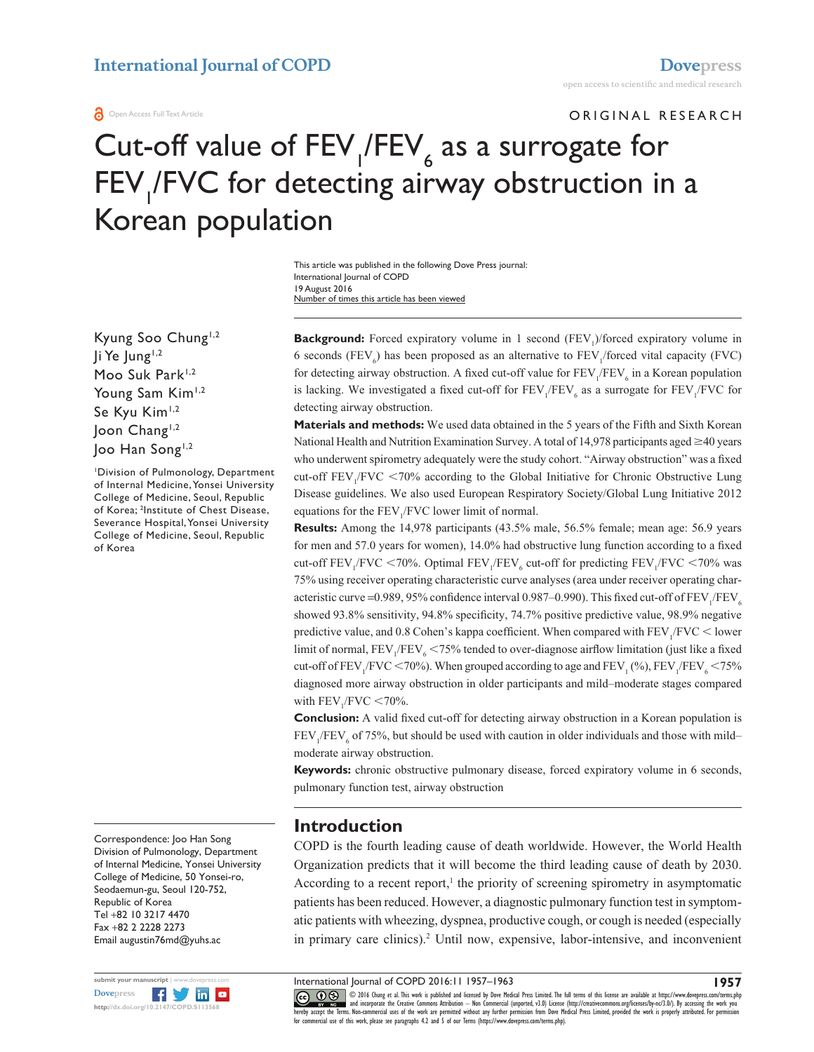Open Access Full Text Article

ORIGINAL RESEARCH

# Cut-off value of $FEV_1/FEV_6$ as a surrogate for $FEV_1/FVC$ for detecting airway obstruction in a Korean population

This article was published in the following Dove Press journal:
International Journal of COPD
19 August 2016
Number of times this article has been viewed

Kyung Soo Chung[1,2]
Ji Ye Jung[1,2]
Moo Suk Park[1,2]
Young Sam Kim[1,2]
Se Kyu Kim[1,2]
Joon Chang[1,2]
Joo Han Song[1,2]

[1]Division of Pulmonology, Department of Internal Medicine, Yonsei University College of Medicine, Seoul, Republic of Korea; [2]Institute of Chest Disease, Severance Hospital, Yonsei University College of Medicine, Seoul, Republic of Korea

**Background:** Forced expiratory volume in 1 second ($FEV_1$)/forced expiratory volume in 6 seconds ($FEV_6$) has been proposed as an alternative to $FEV_1$/forced vital capacity (FVC) for detecting airway obstruction. A fixed cut-off value for $FEV_1/FEV_6$ in a Korean population is lacking. We investigated a fixed cut-off for $FEV_1/FEV_6$ as a surrogate for $FEV_1/FVC$ for detecting airway obstruction.

**Materials and methods:** We used data obtained in the 5 years of the Fifth and Sixth Korean National Health and Nutrition Examination Survey. A total of 14,978 participants aged ≥40 years who underwent spirometry adequately were the study cohort. "Airway obstruction" was a fixed cut-off $FEV_1/FVC$ <70% according to the Global Initiative for Chronic Obstructive Lung Disease guidelines. We also used European Respiratory Society/Global Lung Initiative 2012 equations for the $FEV_1/FVC$ lower limit of normal.

**Results:** Among the 14,978 participants (43.5% male, 56.5% female; mean age: 56.9 years for men and 57.0 years for women), 14.0% had obstructive lung function according to a fixed cut-off $FEV_1/FVC$ <70%. Optimal $FEV_1/FEV_6$ cut-off for predicting $FEV_1/FVC$ <70% was 75% using receiver operating characteristic curve analyses (area under receiver operating characteristic curve =0.989, 95% confidence interval 0.987–0.990). This fixed cut-off of $FEV_1/FEV_6$ showed 93.8% sensitivity, 94.8% specificity, 74.7% positive predictive value, 98.9% negative predictive value, and 0.8 Cohen's kappa coefficient. When compared with $FEV_1/FVC$ < lower limit of normal, $FEV_1/FEV_6$ <75% tended to over-diagnose airflow limitation (just like a fixed cut-off of $FEV_1/FVC$ <70%). When grouped according to age and $FEV_1$ (%), $FEV_1/FEV_6$ <75% diagnosed more airway obstruction in older participants and mild–moderate stages compared with $FEV_1/FVC$ <70%.

**Conclusion:** A valid fixed cut-off for detecting airway obstruction in a Korean population is $FEV_1/FEV_6$ of 75%, but should be used with caution in older individuals and those with mild–moderate airway obstruction.

**Keywords:** chronic obstructive pulmonary disease, forced expiratory volume in 6 seconds, pulmonary function test, airway obstruction

## Introduction

COPD is the fourth leading cause of death worldwide. However, the World Health Organization predicts that it will become the third leading cause of death by 2030. According to a recent report,[1] the priority of screening spirometry in asymptomatic patients has been reduced. However, a diagnostic pulmonary function test in symptomatic patients with wheezing, dyspnea, productive cough, or cough is needed (especially in primary care clinics).[2] Until now, expensive, labor-intensive, and inconvenient

Correspondence: Joo Han Song
Division of Pulmonology, Department of Internal Medicine, Yonsei University College of Medicine, 50 Yonsei-ro, Seodaemun-gu, Seoul 120-752, Republic of Korea
Tel +82 10 3217 4470
Fax +82 2 2228 2273
Email augustin76md@yuhs.ac

http://dx.doi.org/10.2147/COPD.S113568

© 2016 Chung et al. This work is published and licensed by Dove Medical Press Limited. The full terms of this license are available at https://www.dovepress.com/terms.php and incorporate the Creative Commons Attribution – Non Commercial (unported, v3.0) License (http://creativecommons.org/licenses/by-nc/3.0/). By accessing the work you hereby accept the Terms. Non-commercial uses of the work are permitted without any further permission from Dove Medical Press Limited, provided the work is properly attributed. For permission for commercial use of this work, please see paragraphs 4.2 and 5 of our Terms (https://www.dovepress.com/terms.php).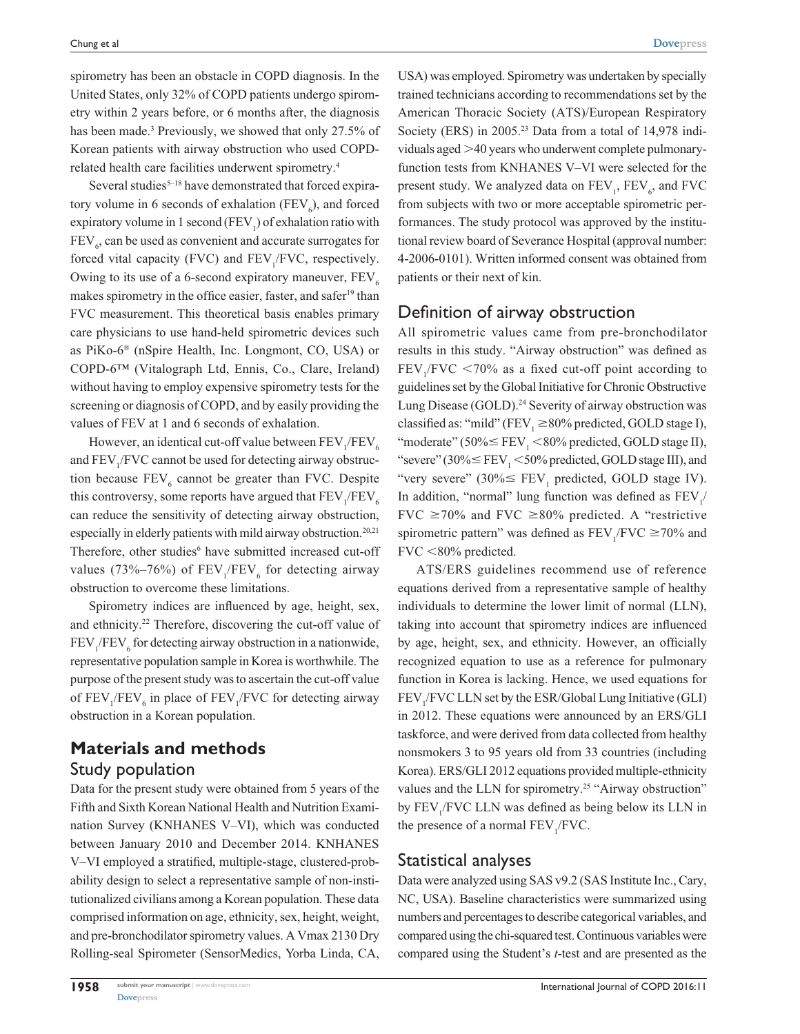spirometry has been an obstacle in COPD diagnosis. In the United States, only 32% of COPD patients undergo spirometry within 2 years before, or 6 months after, the diagnosis has been made.[3] Previously, we showed that only 27.5% of Korean patients with airway obstruction who used COPD-related health care facilities underwent spirometry.[4]

Several studies[5–18] have demonstrated that forced expiratory volume in 6 seconds of exhalation ($FEV_6$), and forced expiratory volume in 1 second ($FEV_1$) of exhalation ratio with $FEV_6$, can be used as convenient and accurate surrogates for forced vital capacity (FVC) and $FEV_1$/FVC, respectively. Owing to its use of a 6-second expiratory maneuver, $FEV_6$ makes spirometry in the office easier, faster, and safer[19] than FVC measurement. This theoretical basis enables primary care physicians to use hand-held spirometric devices such as PiKo-6® (nSpire Health, Inc. Longmont, CO, USA) or COPD-6™ (Vitalograph Ltd, Ennis, Co., Clare, Ireland) without having to employ expensive spirometry tests for the screening or diagnosis of COPD, and by easily providing the values of FEV at 1 and 6 seconds of exhalation.

However, an identical cut-off value between $FEV_1/FEV_6$ and $FEV_1$/FVC cannot be used for detecting airway obstruction because $FEV_6$ cannot be greater than FVC. Despite this controversy, some reports have argued that $FEV_1/FEV_6$ can reduce the sensitivity of detecting airway obstruction, especially in elderly patients with mild airway obstruction.[20,21] Therefore, other studies[6] have submitted increased cut-off values (73%–76%) of $FEV_1/FEV_6$ for detecting airway obstruction to overcome these limitations.

Spirometry indices are influenced by age, height, sex, and ethnicity.[22] Therefore, discovering the cut-off value of $FEV_1/FEV_6$ for detecting airway obstruction in a nationwide, representative population sample in Korea is worthwhile. The purpose of the present study was to ascertain the cut-off value of $FEV_1/FEV_6$ in place of $FEV_1$/FVC for detecting airway obstruction in a Korean population.

## Materials and methods

### Study population

Data for the present study were obtained from 5 years of the Fifth and Sixth Korean National Health and Nutrition Examination Survey (KNHANES V–VI), which was conducted between January 2010 and December 2014. KNHANES V–VI employed a stratified, multiple-stage, clustered-probability design to select a representative sample of non-institutionalized civilians among a Korean population. These data comprised information on age, ethnicity, sex, height, weight, and pre-bronchodilator spirometry values. A Vmax 2130 Dry Rolling-seal Spirometer (SensorMedics, Yorba Linda, CA, USA) was employed. Spirometry was undertaken by specially trained technicians according to recommendations set by the American Thoracic Society (ATS)/European Respiratory Society (ERS) in 2005.[23] Data from a total of 14,978 individuals aged >40 years who underwent complete pulmonary-function tests from KNHANES V–VI were selected for the present study. We analyzed data on $FEV_1$, $FEV_6$, and FVC from subjects with two or more acceptable spirometric performances. The study protocol was approved by the institutional review board of Severance Hospital (approval number: 4-2006-0101). Written informed consent was obtained from patients or their next of kin.

### Definition of airway obstruction

All spirometric values came from pre-bronchodilator results in this study. "Airway obstruction" was defined as $FEV_1$/FVC <70% as a fixed cut-off point according to guidelines set by the Global Initiative for Chronic Obstructive Lung Disease (GOLD).[24] Severity of airway obstruction was classified as: "mild" ($FEV_1$ ≥80% predicted, GOLD stage I), "moderate" (50%≤ $FEV_1$ <80% predicted, GOLD stage II), "severe" (30%≤ $FEV_1$ <50% predicted, GOLD stage III), and "very severe" (30%≤ $FEV_1$ predicted, GOLD stage IV). In addition, "normal" lung function was defined as $FEV_1$/FVC ≥70% and FVC ≥80% predicted. A "restrictive spirometric pattern" was defined as $FEV_1$/FVC ≥70% and FVC <80% predicted.

ATS/ERS guidelines recommend use of reference equations derived from a representative sample of healthy individuals to determine the lower limit of normal (LLN), taking into account that spirometry indices are influenced by age, height, sex, and ethnicity. However, an officially recognized equation to use as a reference for pulmonary function in Korea is lacking. Hence, we used equations for $FEV_1$/FVC LLN set by the ESR/Global Lung Initiative (GLI) in 2012. These equations were announced by an ERS/GLI taskforce, and were derived from data collected from healthy nonsmokers 3 to 95 years old from 33 countries (including Korea). ERS/GLI 2012 equations provided multiple-ethnicity values and the LLN for spirometry.[25] "Airway obstruction" by $FEV_1$/FVC LLN was defined as being below its LLN in the presence of a normal $FEV_1$/FVC.

### Statistical analyses

Data were analyzed using SAS v9.2 (SAS Institute Inc., Cary, NC, USA). Baseline characteristics were summarized using numbers and percentages to describe categorical variables, and compared using the chi-squared test. Continuous variables were compared using the Student's *t*-test and are presented as the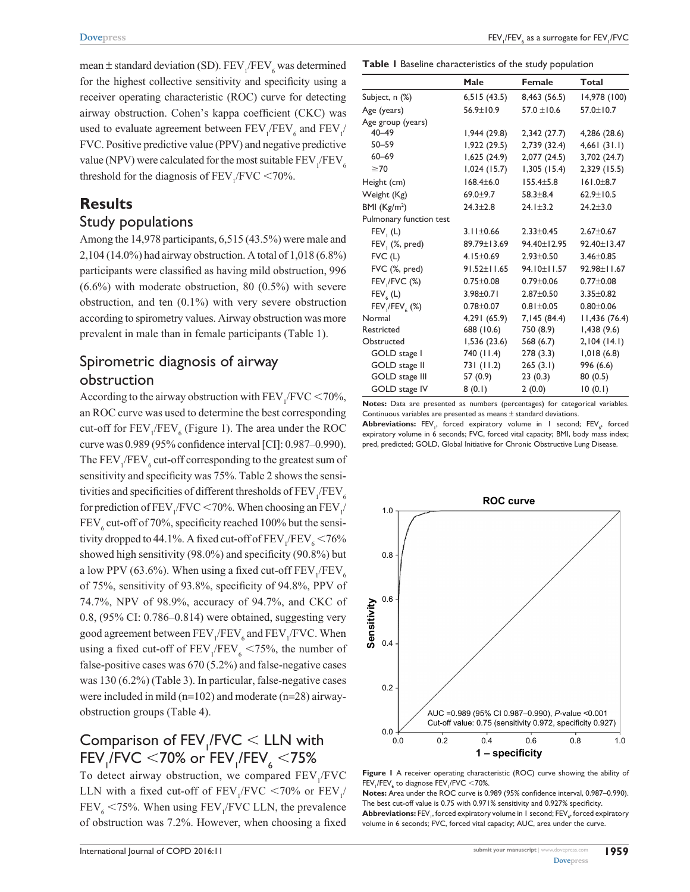mean ± standard deviation (SD). $FEV_1/FEV_6$ was determined for the highest collective sensitivity and specificity using a receiver operating characteristic (ROC) curve for detecting airway obstruction. Cohen's kappa coefficient (CKC) was used to evaluate agreement between $FEV_1/FEV_6$ and $FEV_1/FVC$. Positive predictive value (PPV) and negative predictive value (NPV) were calculated for the most suitable $FEV_1/FEV_6$ threshold for the diagnosis of $FEV_1/FVC$ <70%.

## Results

### Study populations

Among the 14,978 participants, 6,515 (43.5%) were male and 2,104 (14.0%) had airway obstruction. A total of 1,018 (6.8%) participants were classified as having mild obstruction, 996 (6.6%) with moderate obstruction, 80 (0.5%) with severe obstruction, and ten (0.1%) with very severe obstruction according to spirometry values. Airway obstruction was more prevalent in male than in female participants (Table 1).

### Spirometric diagnosis of airway obstruction

According to the airway obstruction with $FEV_1/FVC$ <70%, an ROC curve was used to determine the best corresponding cut-off for $FEV_1/FEV_6$ (Figure 1). The area under the ROC curve was 0.989 (95% confidence interval [CI]: 0.987–0.990). The $FEV_1/FEV_6$ cut-off corresponding to the greatest sum of sensitivity and specificity was 75%. Table 2 shows the sensitivities and specificities of different thresholds of $FEV_1/FEV_6$ for prediction of $FEV_1/FVC$ <70%. When choosing an $FEV_1/FEV_6$ cut-off of 70%, specificity reached 100% but the sensitivity dropped to 44.1%. A fixed cut-off of $FEV_1/FEV_6$ <76% showed high sensitivity (98.0%) and specificity (90.8%) but a low PPV (63.6%). When using a fixed cut-off $FEV_1/FEV_6$ of 75%, sensitivity of 93.8%, specificity of 94.8%, PPV of 74.7%, NPV of 98.9%, accuracy of 94.7%, and CKC of 0.8, (95% CI: 0.786–0.814) were obtained, suggesting very good agreement between $FEV_1/FEV_6$ and $FEV_1/FVC$. When using a fixed cut-off of $FEV_1/FEV_6$ <75%, the number of false-positive cases was 670 (5.2%) and false-negative cases was 130 (6.2%) (Table 3). In particular, false-negative cases were included in mild (n=102) and moderate (n=28) airway-obstruction groups (Table 4).

### Comparison of $FEV_1/FVC$ < LLN with $FEV_1/FVC$ <70% or $FEV_1/FEV_6$ <75%

To detect airway obstruction, we compared $FEV_1/FVC$ LLN with a fixed cut-off of $FEV_1/FVC$ <70% or $FEV_1/FEV_6$ <75%. When using $FEV_1/FVC$ LLN, the prevalence of obstruction was 7.2%. However, when choosing a fixed

**Table 1** Baseline characteristics of the study population

| | Male | Female | Total |
|---|---|---|---|
| Subject, n (%) | 6,515 (43.5) | 8,463 (56.5) | 14,978 (100) |
| Age (years) | 56.9±10.9 | 57.0 ±10.6 | 57.0±10.7 |
| Age group (years) | | | |
| 40–49 | 1,944 (29.8) | 2,342 (27.7) | 4,286 (28.6) |
| 50–59 | 1,922 (29.5) | 2,739 (32.4) | 4,661 (31.1) |
| 60–69 | 1,625 (24.9) | 2,077 (24.5) | 3,702 (24.7) |
| ≥70 | 1,024 (15.7) | 1,305 (15.4) | 2,329 (15.5) |
| Height (cm) | 168.4±6.0 | 155.4±5.8 | 161.0±8.7 |
| Weight (Kg) | 69.0±9.7 | 58.3±8.4 | 62.9±10.5 |
| BMI (Kg/m$^2$) | 24.3±2.8 | 24.1±3.2 | 24.2±3.0 |
| Pulmonary function test | | | |
| $FEV_1$ (L) | 3.11±0.66 | 2.33±0.45 | 2.67±0.67 |
| $FEV_1$ (%, pred) | 89.79±13.69 | 94.40±12.95 | 92.40±13.47 |
| FVC (L) | 4.15±0.69 | 2.93±0.50 | 3.46±0.85 |
| FVC (%, pred) | 91.52±11.65 | 94.10±11.57 | 92.98±11.67 |
| $FEV_1/FVC$ (%) | 0.75±0.08 | 0.79±0.06 | 0.77±0.08 |
| $FEV_6$ (L) | 3.98±0.71 | 2.87±0.50 | 3.35±0.82 |
| $FEV_1/FEV_6$ (%) | 0.78±0.07 | 0.81±0.05 | 0.80±0.06 |
| Normal | 4,291 (65.9) | 7,145 (84.4) | 11,436 (76.4) |
| Restricted | 688 (10.6) | 750 (8.9) | 1,438 (9.6) |
| Obstructed | 1,536 (23.6) | 568 (6.7) | 2,104 (14.1) |
| GOLD stage I | 740 (11.4) | 278 (3.3) | 1,018 (6.8) |
| GOLD stage II | 731 (11.2) | 265 (3.1) | 996 (6.6) |
| GOLD stage III | 57 (0.9) | 23 (0.3) | 80 (0.5) |
| GOLD stage IV | 8 (0.1) | 2 (0.0) | 10 (0.1) |

**Notes:** Data are presented as numbers (percentages) for categorical variables. Continuous variables are presented as means ± standard deviations.
**Abbreviations:** $FEV_1$, forced expiratory volume in 1 second; $FEV_6$, forced expiratory volume in 6 seconds; FVC, forced vital capacity; BMI, body mass index; pred, predicted; GOLD, Global Initiative for Chronic Obstructive Lung Disease.

**Figure 1** A receiver operating characteristic (ROC) curve showing the ability of $FEV_1/FEV_6$ to diagnose $FEV_1/FVC$ <70%.
**Notes:** Area under the ROC curve is 0.989 (95% confidence interval, 0.987–0.990). The best cut-off value is 0.75 with 0.971% sensitivity and 0.927% specificity.
**Abbreviations:** $FEV_1$, forced expiratory volume in 1 second; $FEV_6$, forced expiratory volume in 6 seconds; FVC, forced vital capacity; AUC, area under the curve.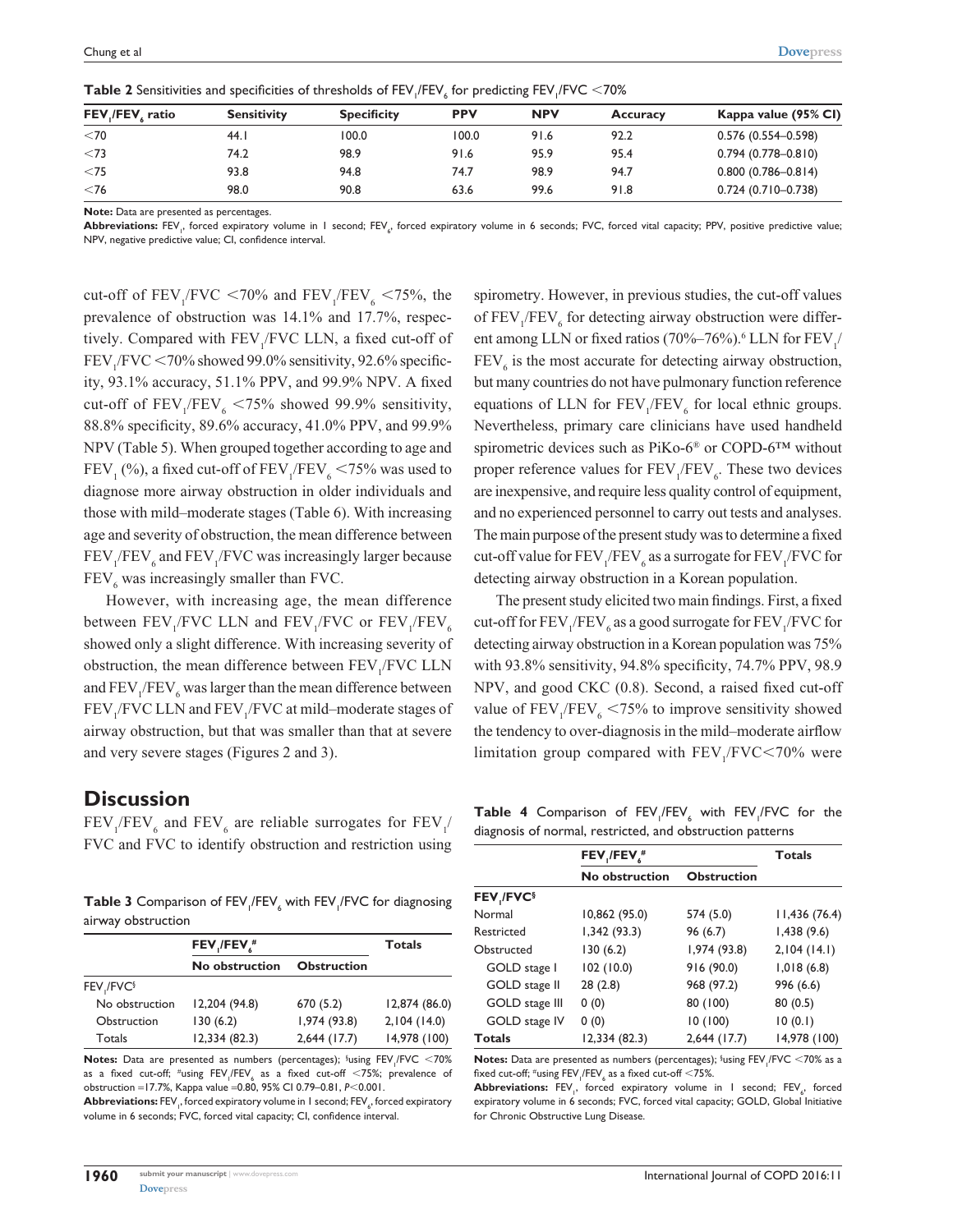**Table 2** Sensitivities and specificities of thresholds of $FEV_1/FEV_6$ for predicting $FEV_1/FVC$ <70%

| $FEV_1/FEV_6$ ratio | Sensitivity | Specificity | PPV | NPV | Accuracy | Kappa value (95% CI) |
|---|---|---|---|---|---|---|
| <70 | 44.1 | 100.0 | 100.0 | 91.6 | 92.2 | 0.576 (0.554–0.598) |
| <73 | 74.2 | 98.9 | 91.6 | 95.9 | 95.4 | 0.794 (0.778–0.810) |
| <75 | 93.8 | 94.8 | 74.7 | 98.9 | 94.7 | 0.800 (0.786–0.814) |
| <76 | 98.0 | 90.8 | 63.6 | 99.6 | 91.8 | 0.724 (0.710–0.738) |

**Note:** Data are presented as percentages.
**Abbreviations:** $FEV_1$, forced expiratory volume in 1 second; $FEV_6$, forced expiratory volume in 6 seconds; FVC, forced vital capacity; PPV, positive predictive value; NPV, negative predictive value; CI, confidence interval.

cut-off of $FEV_1/FVC$ <70% and $FEV_1/FEV_6$ <75%, the prevalence of obstruction was 14.1% and 17.7%, respectively. Compared with $FEV_1/FVC$ LLN, a fixed cut-off of $FEV_1/FVC$ <70% showed 99.0% sensitivity, 92.6% specificity, 93.1% accuracy, 51.1% PPV, and 99.9% NPV. A fixed cut-off of $FEV_1/FEV_6$ <75% showed 99.9% sensitivity, 88.8% specificity, 89.6% accuracy, 41.0% PPV, and 99.9% NPV (Table 5). When grouped together according to age and $FEV_1$ (%), a fixed cut-off of $FEV_1/FEV_6$ <75% was used to diagnose more airway obstruction in older individuals and those with mild–moderate stages (Table 6). With increasing age and severity of obstruction, the mean difference between $FEV_1/FEV_6$ and $FEV_1/FVC$ was increasingly larger because $FEV_6$ was increasingly smaller than FVC.

However, with increasing age, the mean difference between $FEV_1/FVC$ LLN and $FEV_1/FVC$ or $FEV_1/FEV_6$ showed only a slight difference. With increasing severity of obstruction, the mean difference between $FEV_1/FVC$ LLN and $FEV_1/FEV_6$ was larger than the mean difference between $FEV_1/FVC$ LLN and $FEV_1/FVC$ at mild–moderate stages of airway obstruction, but that was smaller than that at severe and very severe stages (Figures 2 and 3).

## Discussion

$FEV_1/FEV_6$ and $FEV_6$ are reliable surrogates for $FEV_1/FVC$ and FVC to identify obstruction and restriction using spirometry. However, in previous studies, the cut-off values of $FEV_1/FEV_6$ for detecting airway obstruction were different among LLN or fixed ratios (70%–76%).[6] LLN for $FEV_1/FEV_6$ is the most accurate for detecting airway obstruction, but many countries do not have pulmonary function reference equations of LLN for $FEV_1/FEV_6$ for local ethnic groups. Nevertheless, primary care clinicians have used handheld spirometric devices such as PiKo-6® or COPD-6™ without proper reference values for $FEV_1/FEV_6$. These two devices are inexpensive, and require less quality control of equipment, and no experienced personnel to carry out tests and analyses. The main purpose of the present study was to determine a fixed cut-off value for $FEV_1/FEV_6$ as a surrogate for $FEV_1/FVC$ for detecting airway obstruction in a Korean population.

The present study elicited two main findings. First, a fixed cut-off for $FEV_1/FEV_6$ as a good surrogate for $FEV_1/FVC$ for detecting airway obstruction in a Korean population was 75% with 93.8% sensitivity, 94.8% specificity, 74.7% PPV, 98.9 NPV, and good CKC (0.8). Second, a raised fixed cut-off value of $FEV_1/FEV_6$ <75% to improve sensitivity showed the tendency to over-diagnosis in the mild–moderate airflow limitation group compared with $FEV_1/FVC$<70% were

**Table 3** Comparison of $FEV_1/FEV_6$ with $FEV_1/FVC$ for diagnosing airway obstruction

| | $FEV_1/FEV_6$[#] | | Totals |
|---|---|---|---|
| | No obstruction | Obstruction | |
| $FEV_1/FVC$[§] | | | |
| No obstruction | 12,204 (94.8) | 670 (5.2) | 12,874 (86.0) |
| Obstruction | 130 (6.2) | 1,974 (93.8) | 2,104 (14.0) |
| Totals | 12,334 (82.3) | 2,644 (17.7) | 14,978 (100) |

**Notes:** Data are presented as numbers (percentages); [§]using $FEV_1/FVC$ <70% as a fixed cut-off; [#]using $FEV_1/FEV_6$ as a fixed cut-off <75%; prevalence of obstruction =17.7%, Kappa value =0.80, 95% CI 0.79–0.81, $P$<0.001.
**Abbreviations:** $FEV_1$, forced expiratory volume in 1 second; $FEV_6$, forced expiratory volume in 6 seconds; FVC, forced vital capacity; CI, confidence interval.

**Table 4** Comparison of $FEV_1/FEV_6$ with $FEV_1/FVC$ for the diagnosis of normal, restricted, and obstruction patterns

| | $FEV_1/FEV_6$[#] | | Totals |
|---|---|---|---|
| | No obstruction | Obstruction | |
| $FEV_1/FVC$[§] | | | |
| Normal | 10,862 (95.0) | 574 (5.0) | 11,436 (76.4) |
| Restricted | 1,342 (93.3) | 96 (6.7) | 1,438 (9.6) |
| Obstructed | 130 (6.2) | 1,974 (93.8) | 2,104 (14.1) |
| GOLD stage I | 102 (10.0) | 916 (90.0) | 1,018 (6.8) |
| GOLD stage II | 28 (2.8) | 968 (97.2) | 996 (6.6) |
| GOLD stage III | 0 (0) | 80 (100) | 80 (0.5) |
| GOLD stage IV | 0 (0) | 10 (100) | 10 (0.1) |
| Totals | 12,334 (82.3) | 2,644 (17.7) | 14,978 (100) |

**Notes:** Data are presented as numbers (percentages); [§]using $FEV_1/FVC$ <70% as a fixed cut-off; [#]using $FEV_1/FEV_6$ as a fixed cut-off <75%.
**Abbreviations:** $FEV_1$, forced expiratory volume in 1 second; $FEV_6$, forced expiratory volume in 6 seconds; FVC, forced vital capacity; GOLD, Global Initiative for Chronic Obstructive Lung Disease.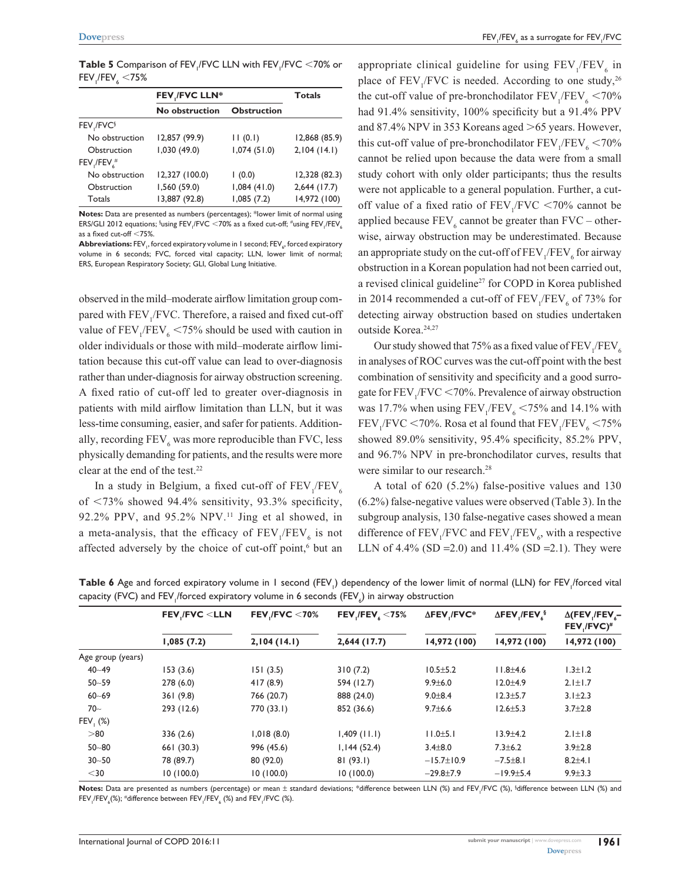**Table 5** Comparison of $FEV_1/FVC$ LLN with $FEV_1/FVC$ <70% or $FEV_1/FEV_6$ <75%

| | $FEV_1/FVC$ LLN* | | Totals |
|---|---|---|---|
| | No obstruction | Obstruction | |
| $FEV_1/FVC$§ | | | |
| No obstruction | 12,857 (99.9) | 11 (0.1) | 12,868 (85.9) |
| Obstruction | 1,030 (49.0) | 1,074 (51.0) | 2,104 (14.1) |
| $FEV_1/FEV_6$# | | | |
| No obstruction | 12,327 (100.0) | 1 (0.0) | 12,328 (82.3) |
| Obstruction | 1,560 (59.0) | 1,084 (41.0) | 2,644 (17.7) |
| Totals | 13,887 (92.8) | 1,085 (7.2) | 14,972 (100) |

**Notes:** Data are presented as numbers (percentages); *lower limit of normal using ERS/GLI 2012 equations; §using $FEV_1/FVC$ <70% as a fixed cut-off; #using $FEV_1/FEV_6$ as a fixed cut-off <75%.

**Abbreviations:** $FEV_1$, forced expiratory volume in 1 second; $FEV_6$, forced expiratory volume in 6 seconds; FVC, forced vital capacity; LLN, lower limit of normal; ERS, European Respiratory Society; GLI, Global Lung Initiative.

observed in the mild–moderate airflow limitation group compared with $FEV_1/FVC$. Therefore, a raised and fixed cut-off value of $FEV_1/FEV_6$ <75% should be used with caution in older individuals or those with mild–moderate airflow limitation because this cut-off value can lead to over-diagnosis rather than under-diagnosis for airway obstruction screening. A fixed ratio of cut-off led to greater over-diagnosis in patients with mild airflow limitation than LLN, but it was less-time consuming, easier, and safer for patients. Additionally, recording $FEV_6$ was more reproducible than FVC, less physically demanding for patients, and the results were more clear at the end of the test.[22]

In a study in Belgium, a fixed cut-off of $FEV_1/FEV_6$ of <73% showed 94.4% sensitivity, 93.3% specificity, 92.2% PPV, and 95.2% NPV.[11] Jing et al showed, in a meta-analysis, that the efficacy of $FEV_1/FEV_6$ is not affected adversely by the choice of cut-off point,[6] but an appropriate clinical guideline for using $FEV_1/FEV_6$ in place of $FEV_1/FVC$ is needed. According to one study,[26] the cut-off value of pre-bronchodilator $FEV_1/FEV_6$ <70% had 91.4% sensitivity, 100% specificity but a 91.4% PPV and 87.4% NPV in 353 Koreans aged >65 years. However, this cut-off value of pre-bronchodilator $FEV_1/FEV_6$ <70% cannot be relied upon because the data were from a small study cohort with only older participants; thus the results were not applicable to a general population. Further, a cut-off value of a fixed ratio of $FEV_1/FVC$ <70% cannot be applied because $FEV_6$ cannot be greater than FVC – otherwise, airway obstruction may be underestimated. Because an appropriate study on the cut-off of $FEV_1/FEV_6$ for airway obstruction in a Korean population had not been carried out, a revised clinical guideline[27] for COPD in Korea published in 2014 recommended a cut-off of $FEV_1/FEV_6$ of 73% for detecting airway obstruction based on studies undertaken outside Korea.[24,27]

Our study showed that 75% as a fixed value of $FEV_1/FEV_6$ in analyses of ROC curves was the cut-off point with the best combination of sensitivity and specificity and a good surrogate for $FEV_1/FVC$ <70%. Prevalence of airway obstruction was 17.7% when using $FEV_1/FEV_6$ <75% and 14.1% with $FEV_1/FVC$ <70%. Rosa et al found that $FEV_1/FEV_6$ <75% showed 89.0% sensitivity, 95.4% specificity, 85.2% PPV, and 96.7% NPV in pre-bronchodilator curves, results that were similar to our research.[28]

A total of 620 (5.2%) false-positive values and 130 (6.2%) false-negative values were observed (Table 3). In the subgroup analysis, 130 false-negative cases showed a mean difference of $FEV_1/FVC$ and $FEV_1/FEV_6$, with a respective LLN of 4.4% (SD =2.0) and 11.4% (SD =2.1). They were

**Table 6** Age and forced expiratory volume in 1 second ($FEV_1$) dependency of the lower limit of normal (LLN) for $FEV_1$/forced vital capacity (FVC) and $FEV_1$/forced expiratory volume in 6 seconds ($FEV_6$) in airway obstruction

| | $FEV_1/FVC$ <LLN | $FEV_1/FVC$ <70% | $FEV_1/FEV_6$ <75% | $\Delta FEV_1/FVC$* | $\Delta FEV_1/FEV_6$§ | $\Delta(FEV_1/FEV_6 - FEV_1/FVC)$# |
|---|---|---|---|---|---|---|
| | 1,085 (7.2) | 2,104 (14.1) | 2,644 (17.7) | 14,972 (100) | 14,972 (100) | 14,972 (100) |
| Age group (years) | | | | | | |
| 40–49 | 153 (3.6) | 151 (3.5) | 310 (7.2) | 10.5±5.2 | 11.8±4.6 | 1.3±1.2 |
| 50–59 | 278 (6.0) | 417 (8.9) | 594 (12.7) | 9.9±6.0 | 12.0±4.9 | 2.1±1.7 |
| 60–69 | 361 (9.8) | 766 (20.7) | 888 (24.0) | 9.0±8.4 | 12.3±5.7 | 3.1±2.3 |
| 70– | 293 (12.6) | 770 (33.1) | 852 (36.6) | 9.7±6.6 | 12.6±5.3 | 3.7±2.8 |
| $FEV_1$ (%) | | | | | | |
| >80 | 336 (2.6) | 1,018 (8.0) | 1,409 (11.1) | 11.0±5.1 | 13.9±4.2 | 2.1±1.8 |
| 50–80 | 661 (30.3) | 996 (45.6) | 1,144 (52.4) | 3.4±8.0 | 7.3±6.2 | 3.9±2.8 |
| 30–50 | 78 (89.7) | 80 (92.0) | 81 (93.1) | −15.7±10.9 | −7.5±8.1 | 8.2±4.1 |
| <30 | 10 (100.0) | 10 (100.0) | 10 (100.0) | −29.8±7.9 | −19.9±5.4 | 9.9±3.3 |

**Notes:** Data are presented as numbers (percentage) or mean ± standard deviations; *difference between LLN (%) and $FEV_1/FVC$ (%), §difference between LLN (%) and $FEV_1/FEV_6$(%); #difference between $FEV_1/FEV_6$ (%) and $FEV_1/FVC$ (%).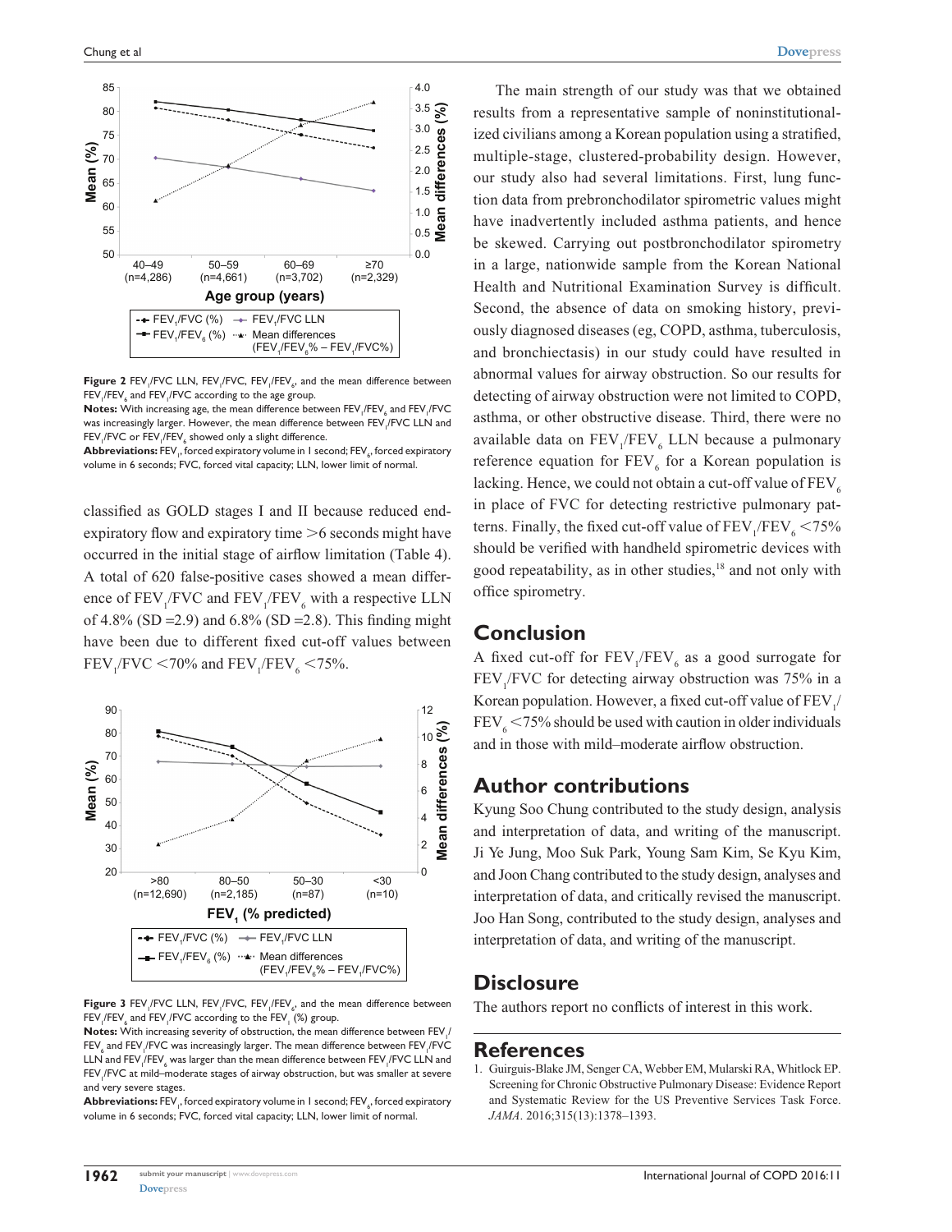Figure 2 $FEV_1/FVC$ LLN, $FEV_1/FVC$, $FEV_1/FEV_6$, and the mean difference between $FEV_1/FEV_6$ and $FEV_1/FVC$ according to the age group.

**Notes:** With increasing age, the mean difference between $FEV_1/FEV_6$ and $FEV_1/FVC$ was increasingly larger. However, the mean difference between $FEV_1/FVC$ LLN and $FEV_1/FVC$ or $FEV_1/FEV_6$ showed only a slight difference.

**Abbreviations:** $FEV_1$, forced expiratory volume in 1 second; $FEV_6$, forced expiratory volume in 6 seconds; FVC, forced vital capacity; LLN, lower limit of normal.

classified as GOLD stages I and II because reduced end-expiratory flow and expiratory time >6 seconds might have occurred in the initial stage of airflow limitation (Table 4). A total of 620 false-positive cases showed a mean difference of $FEV_1/FVC$ and $FEV_1/FEV_6$ with a respective LLN of 4.8% (SD =2.9) and 6.8% (SD =2.8). This finding might have been due to different fixed cut-off values between $FEV_1/FVC$ <70% and $FEV_1/FEV_6$ <75%.

Figure 3 $FEV_1/FVC$ LLN, $FEV_1/FVC$, $FEV_1/FEV_6$, and the mean difference between $FEV_1/FEV_6$ and $FEV_1/FVC$ according to the $FEV_1$ (%) group.

**Notes:** With increasing severity of obstruction, the mean difference between $FEV_1/FEV_6$ and $FEV_1/FVC$ was increasingly larger. The mean difference between $FEV_1/FVC$ LLN and $FEV_1/FEV_6$ was larger than the mean difference between $FEV_1/FVC$ LLN and $FEV_1/FVC$ at mild–moderate stages of airway obstruction, but was smaller at severe and very severe stages.

**Abbreviations:** $FEV_1$, forced expiratory volume in 1 second; $FEV_6$, forced expiratory volume in 6 seconds; FVC, forced vital capacity; LLN, lower limit of normal.

The main strength of our study was that we obtained results from a representative sample of noninstitutionalized civilians among a Korean population using a stratified, multiple-stage, clustered-probability design. However, our study also had several limitations. First, lung function data from prebronchodilator spirometric values might have inadvertently included asthma patients, and hence be skewed. Carrying out postbronchodilator spirometry in a large, nationwide sample from the Korean National Health and Nutritional Examination Survey is difficult. Second, the absence of data on smoking history, previously diagnosed diseases (eg, COPD, asthma, tuberculosis, and bronchiectasis) in our study could have resulted in abnormal values for airway obstruction. So our results for detecting of airway obstruction were not limited to COPD, asthma, or other obstructive disease. Third, there were no available data on $FEV_1/FEV_6$ LLN because a pulmonary reference equation for $FEV_6$ for a Korean population is lacking. Hence, we could not obtain a cut-off value of $FEV_6$ in place of FVC for detecting restrictive pulmonary patterns. Finally, the fixed cut-off value of $FEV_1/FEV_6$ <75% should be verified with handheld spirometric devices with good repeatability, as in other studies,[18] and not only with office spirometry.

## Conclusion

A fixed cut-off for $FEV_1/FEV_6$ as a good surrogate for $FEV_1/FVC$ for detecting airway obstruction was 75% in a Korean population. However, a fixed cut-off value of $FEV_1/FEV_6$ <75% should be used with caution in older individuals and in those with mild–moderate airflow obstruction.

## Author contributions

Kyung Soo Chung contributed to the study design, analysis and interpretation of data, and writing of the manuscript. Ji Ye Jung, Moo Suk Park, Young Sam Kim, Se Kyu Kim, and Joon Chang contributed to the study design, analyses and interpretation of data, and critically revised the manuscript. Joo Han Song, contributed to the study design, analyses and interpretation of data, and writing of the manuscript.

## Disclosure

The authors report no conflicts of interest in this work.

## References

1. Guirguis-Blake JM, Senger CA, Webber EM, Mularski RA, Whitlock EP. Screening for Chronic Obstructive Pulmonary Disease: Evidence Report and Systematic Review for the US Preventive Services Task Force. *JAMA*. 2016;315(13):1378–1393.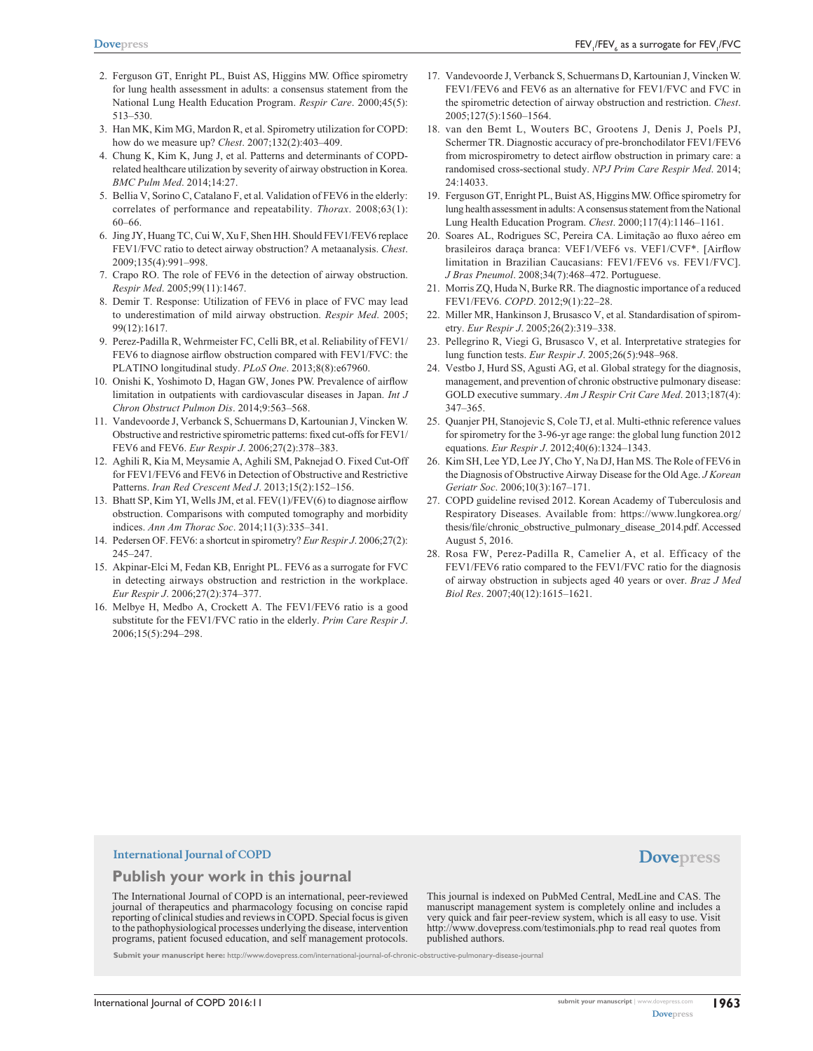2. Ferguson GT, Enright PL, Buist AS, Higgins MW. Office spirometry for lung health assessment in adults: a consensus statement from the National Lung Health Education Program. *Respir Care*. 2000;45(5): 513–530.
3. Han MK, Kim MG, Mardon R, et al. Spirometry utilization for COPD: how do we measure up? *Chest*. 2007;132(2):403–409.
4. Chung K, Kim K, Jung J, et al. Patterns and determinants of COPD-related healthcare utilization by severity of airway obstruction in Korea. *BMC Pulm Med*. 2014;14:27.
5. Bellia V, Sorino C, Catalano F, et al. Validation of FEV6 in the elderly: correlates of performance and repeatability. *Thorax*. 2008;63(1): 60–66.
6. Jing JY, Huang TC, Cui W, Xu F, Shen HH. Should FEV1/FEV6 replace FEV1/FVC ratio to detect airway obstruction? A metaanalysis. *Chest*. 2009;135(4):991–998.
7. Crapo RO. The role of FEV6 in the detection of airway obstruction. *Respir Med*. 2005;99(11):1467.
8. Demir T. Response: Utilization of FEV6 in place of FVC may lead to underestimation of mild airway obstruction. *Respir Med*. 2005; 99(12):1617.
9. Perez-Padilla R, Wehrmeister FC, Celli BR, et al. Reliability of FEV1/FEV6 to diagnose airflow obstruction compared with FEV1/FVC: the PLATINO longitudinal study. *PLoS One*. 2013;8(8):e67960.
10. Onishi K, Yoshimoto D, Hagan GW, Jones PW. Prevalence of airflow limitation in outpatients with cardiovascular diseases in Japan. *Int J Chron Obstruct Pulmon Dis*. 2014;9:563–568.
11. Vandevoorde J, Verbanck S, Schuermans D, Kartounian J, Vincken W. Obstructive and restrictive spirometric patterns: fixed cut-offs for FEV1/FEV6 and FEV6. *Eur Respir J*. 2006;27(2):378–383.
12. Aghili R, Kia M, Meysamie A, Aghili SM, Paknejad O. Fixed Cut-Off for FEV1/FEV6 and FEV6 in Detection of Obstructive and Restrictive Patterns. *Iran Red Crescent Med J*. 2013;15(2):152–156.
13. Bhatt SP, Kim YI, Wells JM, et al. FEV(1)/FEV(6) to diagnose airflow obstruction. Comparisons with computed tomography and morbidity indices. *Ann Am Thorac Soc*. 2014;11(3):335–341.
14. Pedersen OF. FEV6: a shortcut in spirometry? *Eur Respir J*. 2006;27(2): 245–247.
15. Akpinar-Elci M, Fedan KB, Enright PL. FEV6 as a surrogate for FVC in detecting airways obstruction and restriction in the workplace. *Eur Respir J*. 2006;27(2):374–377.
16. Melbye H, Medbo A, Crockett A. The FEV1/FEV6 ratio is a good substitute for the FEV1/FVC ratio in the elderly. *Prim Care Respir J*. 2006;15(5):294–298.
17. Vandevoorde J, Verbanck S, Schuermans D, Kartounian J, Vincken W. FEV1/FEV6 and FEV6 as an alternative for FEV1/FVC and FVC in the spirometric detection of airway obstruction and restriction. *Chest*. 2005;127(5):1560–1564.
18. van den Bemt L, Wouters BC, Grootens J, Denis J, Poels PJ, Schermer TR. Diagnostic accuracy of pre-bronchodilator FEV1/FEV6 from microspirometry to detect airflow obstruction in primary care: a randomised cross-sectional study. *NPJ Prim Care Respir Med*. 2014; 24:14033.
19. Ferguson GT, Enright PL, Buist AS, Higgins MW. Office spirometry for lung health assessment in adults: A consensus statement from the National Lung Health Education Program. *Chest*. 2000;117(4):1146–1161.
20. Soares AL, Rodrigues SC, Pereira CA. Limitação ao fluxo aéreo em brasileiros daraça branca: VEF1/VEF6 vs. VEF1/CVF*. [Airflow limitation in Brazilian Caucasians: FEV1/FEV6 vs. FEV1/FVC]. *J Bras Pneumol*. 2008;34(7):468–472. Portuguese.
21. Morris ZQ, Huda N, Burke RR. The diagnostic importance of a reduced FEV1/FEV6. *COPD*. 2012;9(1):22–28.
22. Miller MR, Hankinson J, Brusasco V, et al. Standardisation of spirometry. *Eur Respir J*. 2005;26(2):319–338.
23. Pellegrino R, Viegi G, Brusasco V, et al. Interpretative strategies for lung function tests. *Eur Respir J*. 2005;26(5):948–968.
24. Vestbo J, Hurd SS, Agusti AG, et al. Global strategy for the diagnosis, management, and prevention of chronic obstructive pulmonary disease: GOLD executive summary. *Am J Respir Crit Care Med*. 2013;187(4): 347–365.
25. Quanjer PH, Stanojevic S, Cole TJ, et al. Multi-ethnic reference values for spirometry for the 3-96-yr age range: the global lung function 2012 equations. *Eur Respir J*. 2012;40(6):1324–1343.
26. Kim SH, Lee YD, Lee JY, Cho Y, Na DJ, Han MS. The Role of FEV6 in the Diagnosis of Obstructive Airway Disease for the Old Age. *J Korean Geriatr Soc*. 2006;10(3):167–171.
27. COPD guideline revised 2012. Korean Academy of Tuberculosis and Respiratory Diseases. Available from: https://www.lungkorea.org/thesis/file/chronic_obstructive_pulmonary_disease_2014.pdf. Accessed August 5, 2016.
28. Rosa FW, Perez-Padilla R, Camelier A, et al. Efficacy of the FEV1/FEV6 ratio compared to the FEV1/FVC ratio for the diagnosis of airway obstruction in subjects aged 40 years or over. *Braz J Med Biol Res*. 2007;40(12):1615–1621.

**International Journal of COPD**

## Publish your work in this journal

The International Journal of COPD is an international, peer-reviewed journal of therapeutics and pharmacology focusing on concise rapid reporting of clinical studies and reviews in COPD. Special focus is given to the pathophysiological processes underlying the disease, intervention programs, patient focused education, and self management protocols. This journal is indexed on PubMed Central, MedLine and CAS. The manuscript management system is completely online and includes a very quick and fair peer-review system, which is all easy to use. Visit http://www.dovepress.com/testimonials.php to read real quotes from published authors.

**Submit your manuscript here:** http://www.dovepress.com/international-journal-of-chronic-obstructive-pulmonary-disease-journal